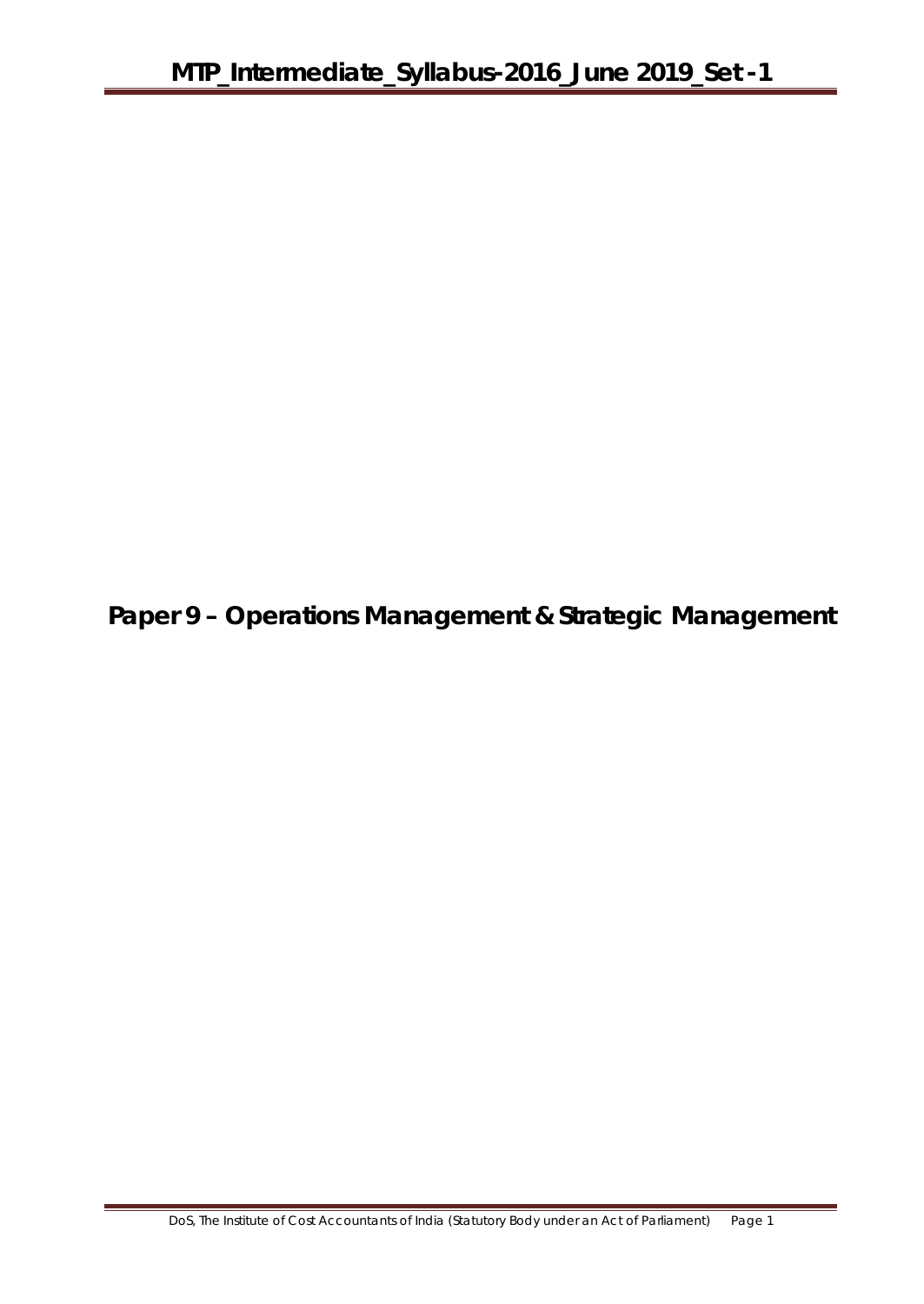# Paper 9 – Operations Management & Strategic Management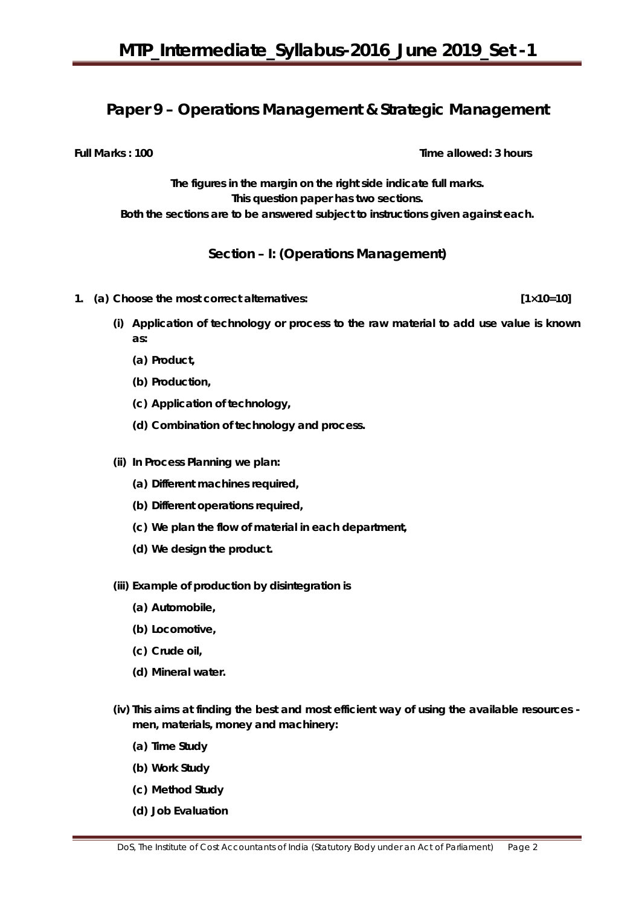# Paper 9 – Operations Management & Strategic Management

**Full Marks : 100** **Time allowed: 3 hours**

**The figures in the margin on the right side indicate full marks.**
**This question paper has two sections.**
**Both the sections are to be answered subject to instructions given against each.**

## Section – I: (Operations Management)

**1. (a) Choose the most correct alternatives: [1×10=10]**

**(i) Application of technology or process to the raw material to add use value is known as:**

- **(a) Product,**
- **(b) Production,**
- **(c) Application of technology,**
- **(d) Combination of technology and process.**

**(ii) In Process Planning we plan:**

- **(a) Different machines required,**
- **(b) Different operations required,**
- **(c) We plan the flow of material in each department,**
- **(d) We design the product.**

**(iii) Example of production by disintegration is**

- **(a) Automobile,**
- **(b) Locomotive,**
- **(c) Crude oil,**
- **(d) Mineral water.**

**(iv) This aims at finding the best and most efficient way of using the available resources - men, materials, money and machinery:**

- **(a) Time Study**
- **(b) Work Study**
- **(c) Method Study**
- **(d) Job Evaluation**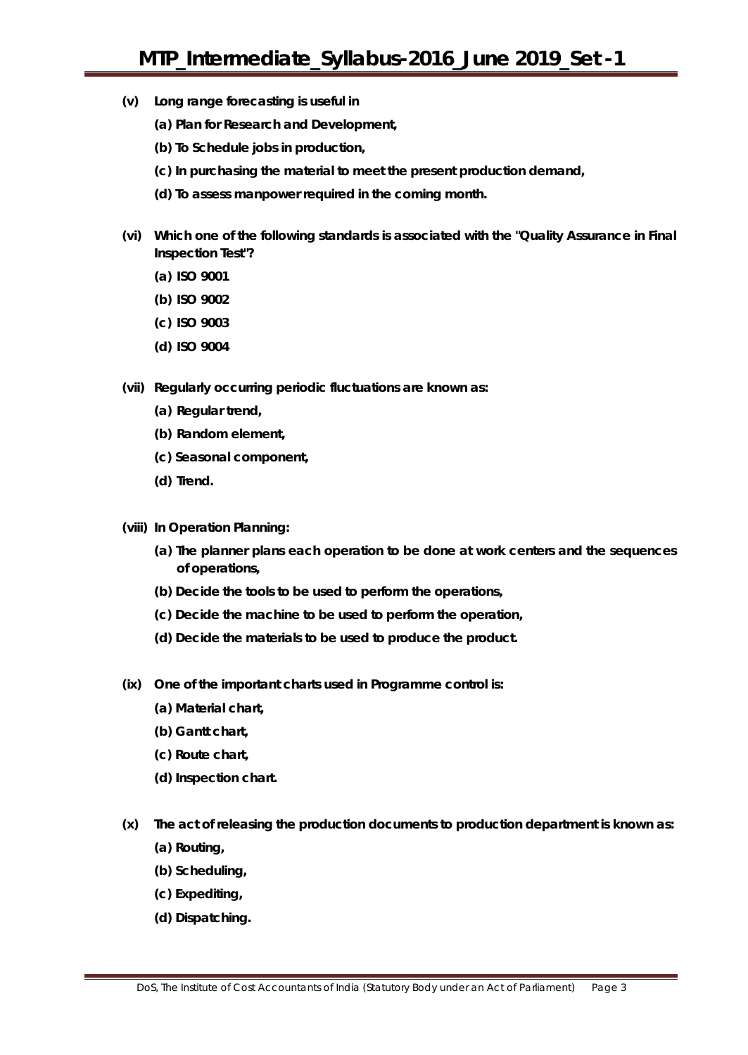**(v) Long range forecasting is useful in**

**(a) Plan for Research and Development,**

**(b) To Schedule jobs in production,**

**(c) In purchasing the material to meet the present production demand,**

**(d) To assess manpower required in the coming month.**

**(vi) Which one of the following standards is associated with the "Quality Assurance in Final Inspection Test'?**

**(a) ISO 9001**

**(b) ISO 9002**

**(c) ISO 9003**

**(d) ISO 9004**

**(vii) Regularly occurring periodic fluctuations are known as:**

**(a) Regular trend,**

**(b) Random element,**

**(c) Seasonal component,**

**(d) Trend.**

**(viii) In Operation Planning:**

**(a) The planner plans each operation to be done at work centers and the sequences of operations,**

**(b) Decide the tools to be used to perform the operations,**

**(c) Decide the machine to be used to perform the operation,**

**(d) Decide the materials to be used to produce the product.**

**(ix) One of the important charts used in Programme control is:**

**(a) Material chart,**

**(b) Gantt chart,**

**(c) Route chart,**

**(d) Inspection chart.**

**(x) The act of releasing the production documents to production department is known as:**

**(a) Routing,**

**(b) Scheduling,**

**(c) Expediting,**

**(d) Dispatching.**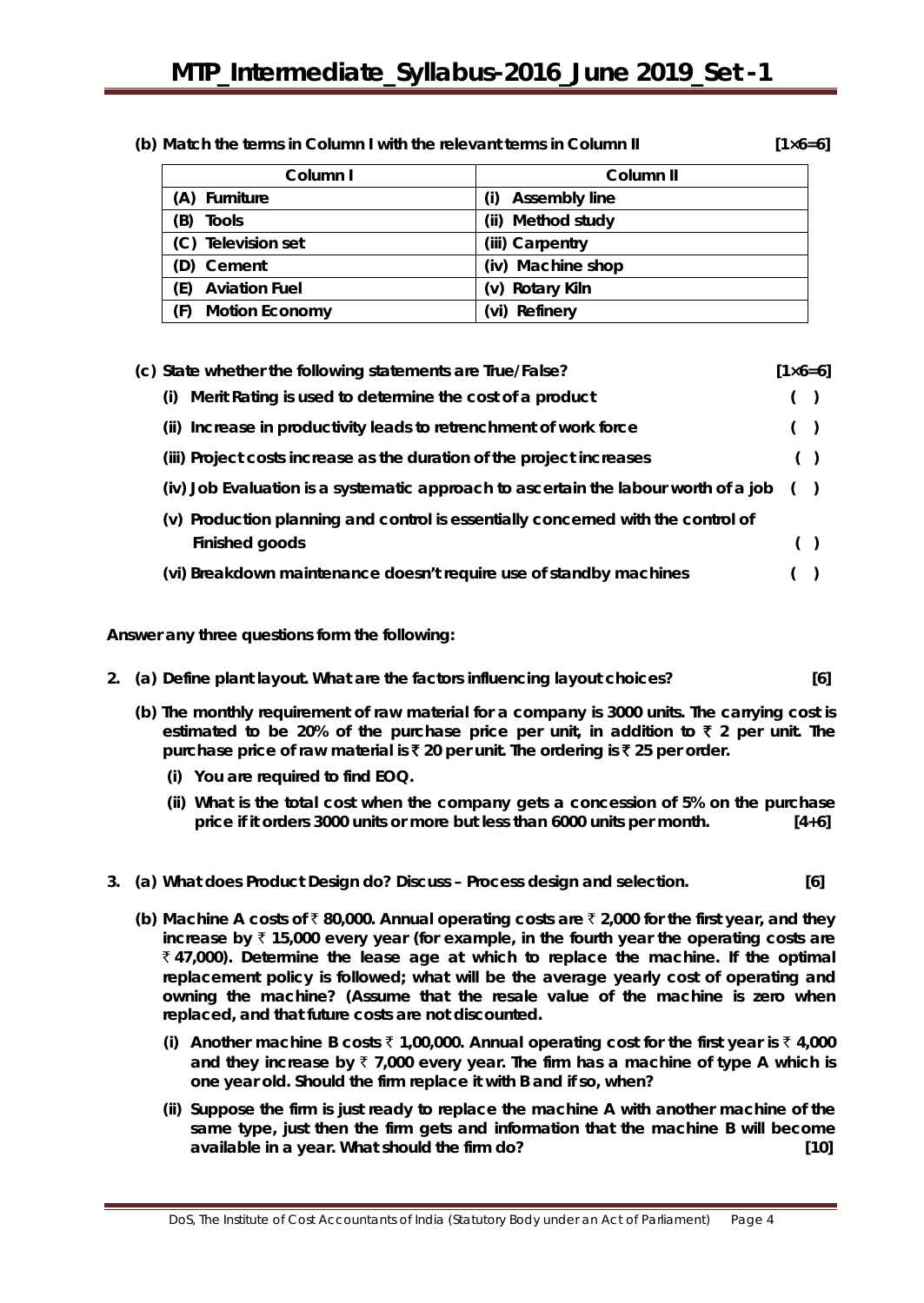**(b) Match the terms in Column I with the relevant terms in Column II** **[1×6=6]**

| Column I | Column II |
|---|---|
| (A) Furniture | (i) Assembly line |
| (B) Tools | (ii) Method study |
| (C) Television set | (iii) Carpentry |
| (D) Cement | (iv) Machine shop |
| (E) Aviation Fuel | (v) Rotary Kiln |
| (F) Motion Economy | (vi) Refinery |

**(c) State whether the following statements are True/False?** **[1×6=6]**

(i) Merit Rating is used to determine the cost of a product ( )

(ii) Increase in productivity leads to retrenchment of work force ( )

(iii) Project costs increase as the duration of the project increases ( )

(iv) Job Evaluation is a systematic approach to ascertain the labour worth of a job ( )

(v) Production planning and control is essentially concerned with the control of Finished goods ( )

(vi) Breakdown maintenance doesn't require use of standby machines ( )

**Answer any three questions form the following:**

**2. (a) Define plant layout. What are the factors influencing layout choices?** **[6]**

**(b) The monthly requirement of raw material for a company is 3000 units. The carrying cost is estimated to be 20% of the purchase price per unit, in addition to ₹ 2 per unit. The purchase price of raw material is ₹ 20 per unit. The ordering is ₹ 25 per order.**

**(i) You are required to find EOQ.**

**(ii) What is the total cost when the company gets a concession of 5% on the purchase price if it orders 3000 units or more but less than 6000 units per month.** **[4+6]**

**3. (a) What does Product Design do? Discuss – Process design and selection.** **[6]**

**(b) Machine A costs of ₹ 80,000. Annual operating costs are ₹ 2,000 for the first year, and they increase by ₹ 15,000 every year (for example, in the fourth year the operating costs are ₹ 47,000). Determine the lease age at which to replace the machine. If the optimal replacement policy is followed; what will be the average yearly cost of operating and owning the machine? (Assume that the resale value of the machine is zero when replaced, and that future costs are not discounted.**

**(i) Another machine B costs ₹ 1,00,000. Annual operating cost for the first year is ₹ 4,000 and they increase by ₹ 7,000 every year. The firm has a machine of type A which is one year old. Should the firm replace it with B and if so, when?**

**(ii) Suppose the firm is just ready to replace the machine A with another machine of the same type, just then the firm gets and information that the machine B will become available in a year. What should the firm do?** **[10]**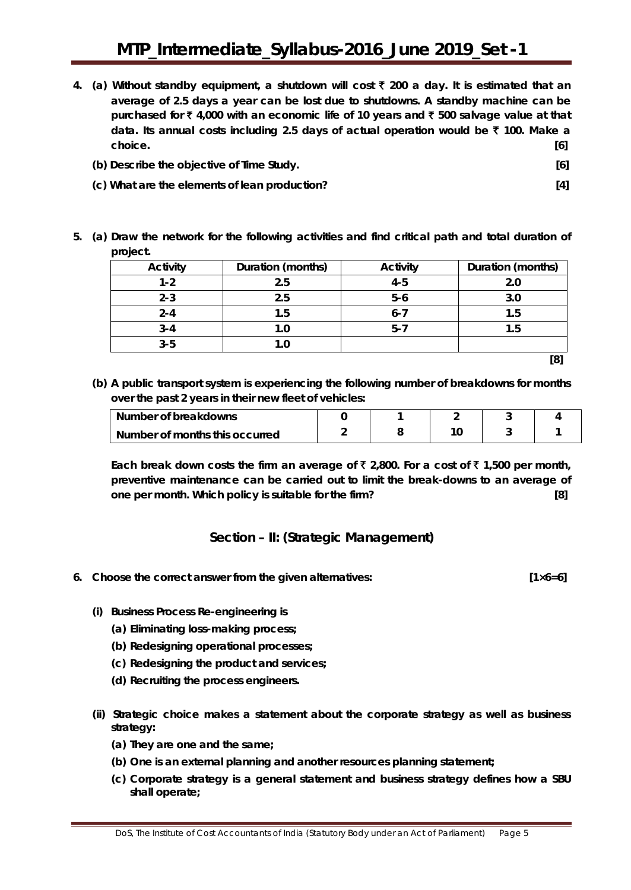4. **(a) Without standby equipment, a shutdown will cost ₹ 200 a day. It is estimated that an average of 2.5 days a year can be lost due to shutdowns. A standby machine can be purchased for ₹ 4,000 with an economic life of 10 years and ₹ 500 salvage value at that data. Its annual costs including 2.5 days of actual operation would be ₹ 100. Make a choice.** **[6]**

   **(b) Describe the objective of Time Study.** **[6]**

   **(c) What are the elements of lean production?** **[4]**

5. **(a) Draw the network for the following activities and find critical path and total duration of project.**

| Activity | Duration (months) | Activity | Duration (months) |
|---|---|---|---|
| 1-2 | 2.5 | 4-5 | 2.0 |
| 2-3 | 2.5 | 5-6 | 3.0 |
| 2-4 | 1.5 | 6-7 | 1.5 |
| 3-4 | 1.0 | 5-7 | 1.5 |
| 3-5 | 1.0 | | |

**[8]**

   **(b) A public transport system is experiencing the following number of breakdowns for months over the past 2 years in their new fleet of vehicles:**

| Number of breakdowns | 0 | 1 | 2 | 3 | 4 |
|---|---|---|---|---|---|
| Number of months this occurred | 2 | 8 | 10 | 3 | 1 |

   **Each break down costs the firm an average of ₹ 2,800. For a cost of ₹ 1,500 per month, preventive maintenance can be carried out to limit the break-downs to an average of one per month. Which policy is suitable for the firm?** **[8]**

## Section – II: (Strategic Management)

6. **Choose the correct answer from the given alternatives:** **[1×6=6]**

   **(i) Business Process Re-engineering is**
   - **(a) Eliminating loss-making process;**
   - **(b) Redesigning operational processes;**
   - **(c) Redesigning the product and services;**
   - **(d) Recruiting the process engineers.**

   **(ii) Strategic choice makes a statement about the corporate strategy as well as business strategy:**
   - **(a) They are one and the same;**
   - **(b) One is an external planning and another resources planning statement;**
   - **(c) Corporate strategy is a general statement and business strategy defines how a SBU shall operate;**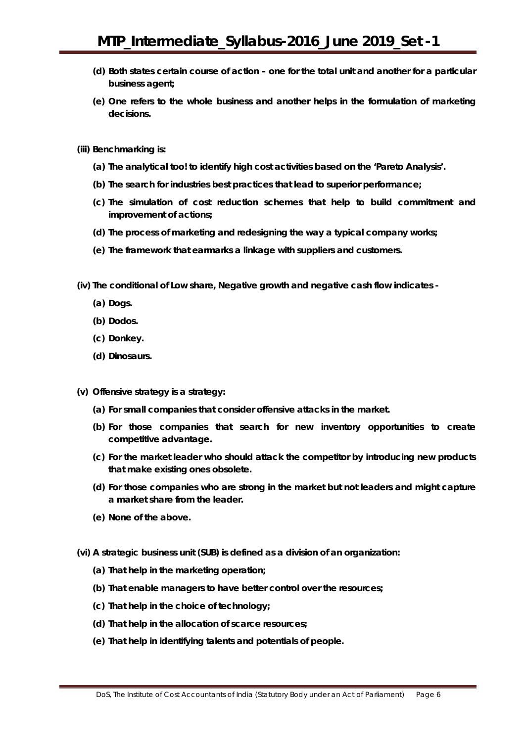**(d) Both states certain course of action – one for the total unit and another for a particular business agent;**

**(e) One refers to the whole business and another helps in the formulation of marketing decisions.**

**(iii) Benchmarking is:**

**(a) The analytical too! to identify high cost activities based on the 'Pareto Analysis'.**

**(b) The search for industries best practices that lead to superior performance;**

**(c) The simulation of cost reduction schemes that help to build commitment and improvement of actions;**

**(d) The process of marketing and redesigning the way a typical company works;**

**(e) The framework that earmarks a linkage with suppliers and customers.**

**(iv) The conditional of Low share, Negative growth and negative cash flow indicates -**

**(a) Dogs.**

**(b) Dodos.**

**(c) Donkey.**

**(d) Dinosaurs.**

**(v) Offensive strategy is a strategy:**

**(a) For small companies that consider offensive attacks in the market.**

**(b) For those companies that search for new inventory opportunities to create competitive advantage.**

**(c) For the market leader who should attack the competitor by introducing new products that make existing ones obsolete.**

**(d) For those companies who are strong in the market but not leaders and might capture a market share from the leader.**

**(e) None of the above.**

**(vi) A strategic business unit (SUB) is defined as a division of an organization:**

**(a) That help in the marketing operation;**

**(b) That enable managers to have better control over the resources;**

**(c) That help in the choice of technology;**

**(d) That help in the allocation of scarce resources;**

**(e) That help in identifying talents and potentials of people.**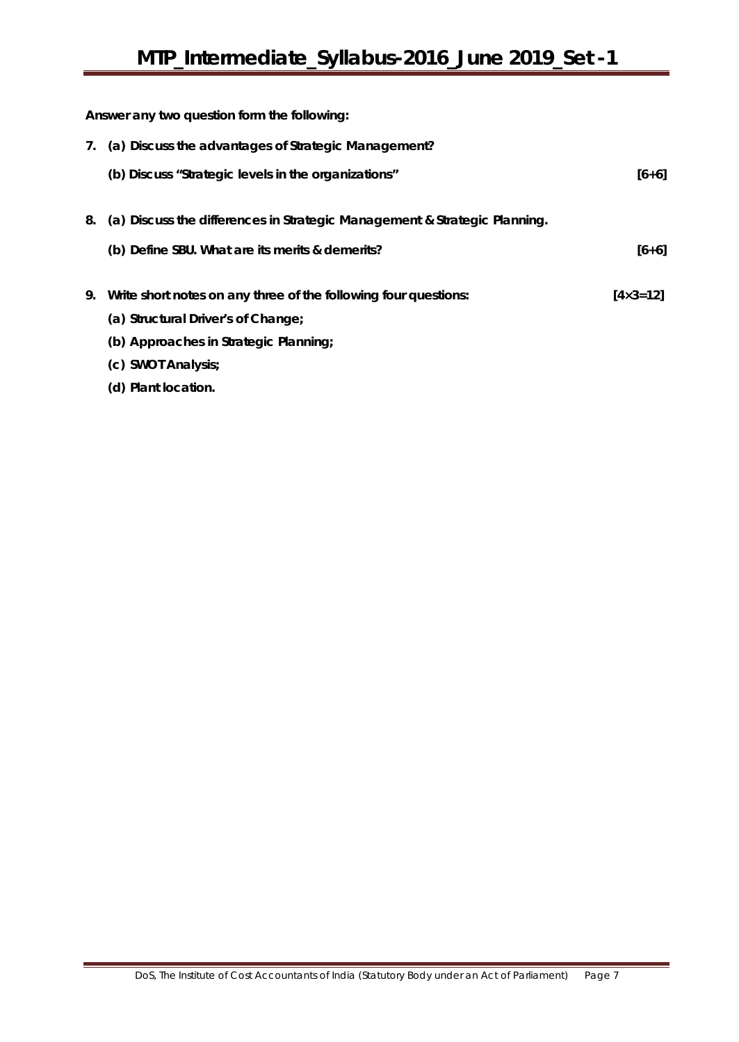**Answer any two question form the following:**

**7. (a) Discuss the advantages of Strategic Management?**

**(b) Discuss "Strategic levels in the organizations"** **[6+6]**

**8. (a) Discuss the differences in Strategic Management & Strategic Planning.**

**(b) Define SBU. What are its merits & demerits?** **[6+6]**

**9. Write short notes on any three of the following four questions:** **[4×3=12]**

**(a) Structural Driver's of Change;**

**(b) Approaches in Strategic Planning;**

**(c) SWOT Analysis;**

**(d) Plant location.**